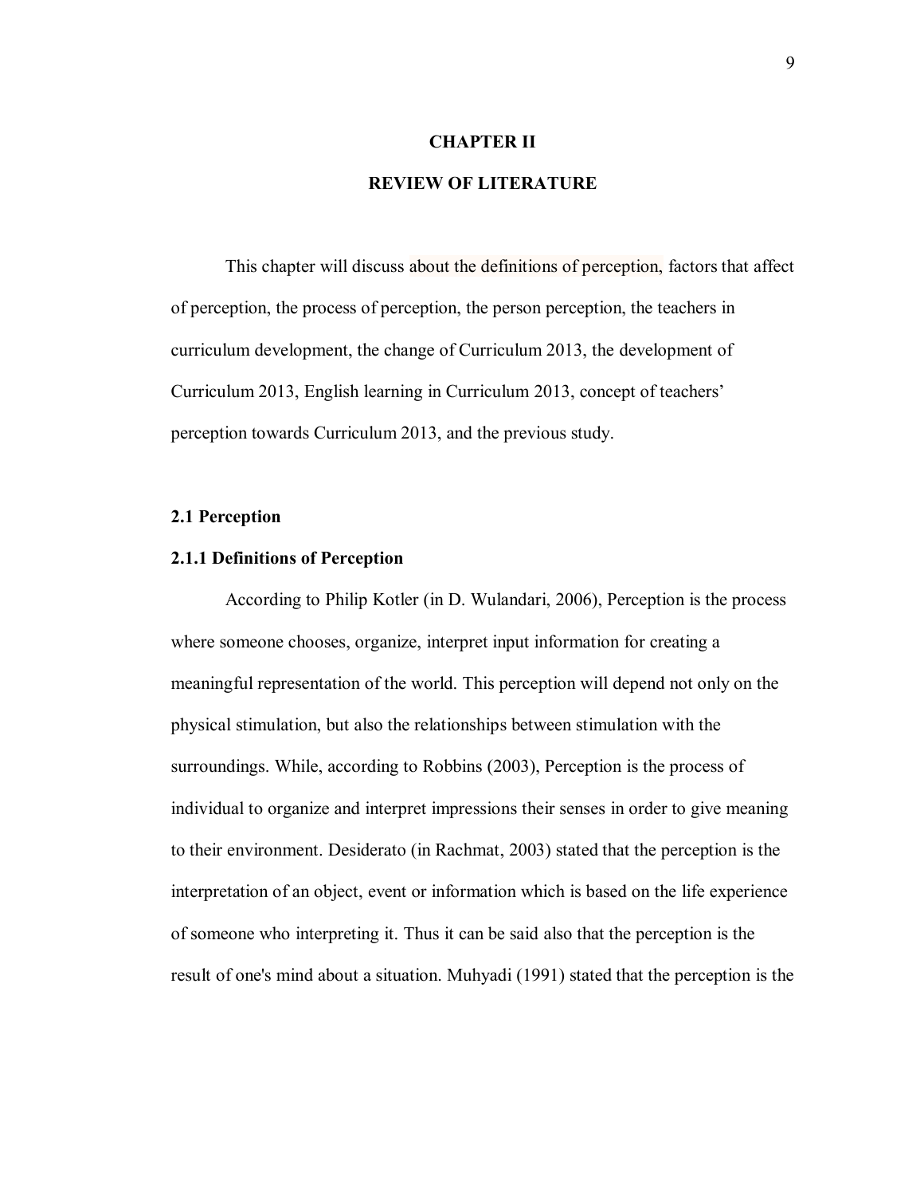# CHAPTER II

# REVIEW OF LITERATURE

This chapter will discuss about the definitions of perception, factors that affect of perception, the process of perception, the person perception, the teachers in curriculum development, the change of Curriculum 2013, the development of Curriculum 2013, English learning in Curriculum 2013, concept of teachers' perception towards Curriculum 2013, and the previous study.

## 2.1 Perception

### 2.1.1 Definitions of Perception

According to Philip Kotler (in D. Wulandari, 2006), Perception is the process where someone chooses, organize, interpret input information for creating a meaningful representation of the world. This perception will depend not only on the physical stimulation, but also the relationships between stimulation with the surroundings. While, according to Robbins (2003), Perception is the process of individual to organize and interpret impressions their senses in order to give meaning to their environment. Desiderato (in Rachmat, 2003) stated that the perception is the interpretation of an object, event or information which is based on the life experience of someone who interpreting it. Thus it can be said also that the perception is the result of one's mind about a situation. Muhyadi (1991) stated that the perception is the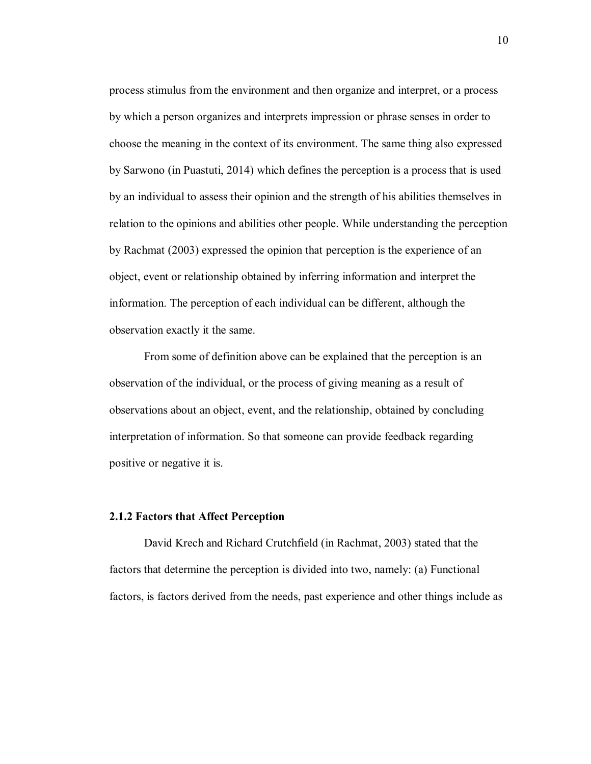process stimulus from the environment and then organize and interpret, or a process by which a person organizes and interprets impression or phrase senses in order to choose the meaning in the context of its environment. The same thing also expressed by Sarwono (in Puastuti, 2014) which defines the perception is a process that is used by an individual to assess their opinion and the strength of his abilities themselves in relation to the opinions and abilities other people. While understanding the perception by Rachmat (2003) expressed the opinion that perception is the experience of an object, event or relationship obtained by inferring information and interpret the information. The perception of each individual can be different, although the observation exactly it the same.

From some of definition above can be explained that the perception is an observation of the individual, or the process of giving meaning as a result of observations about an object, event, and the relationship, obtained by concluding interpretation of information. So that someone can provide feedback regarding positive or negative it is.

### 2.1.2 Factors that Affect Perception

David Krech and Richard Crutchfield (in Rachmat, 2003) stated that the factors that determine the perception is divided into two, namely: (a) Functional factors, is factors derived from the needs, past experience and other things include as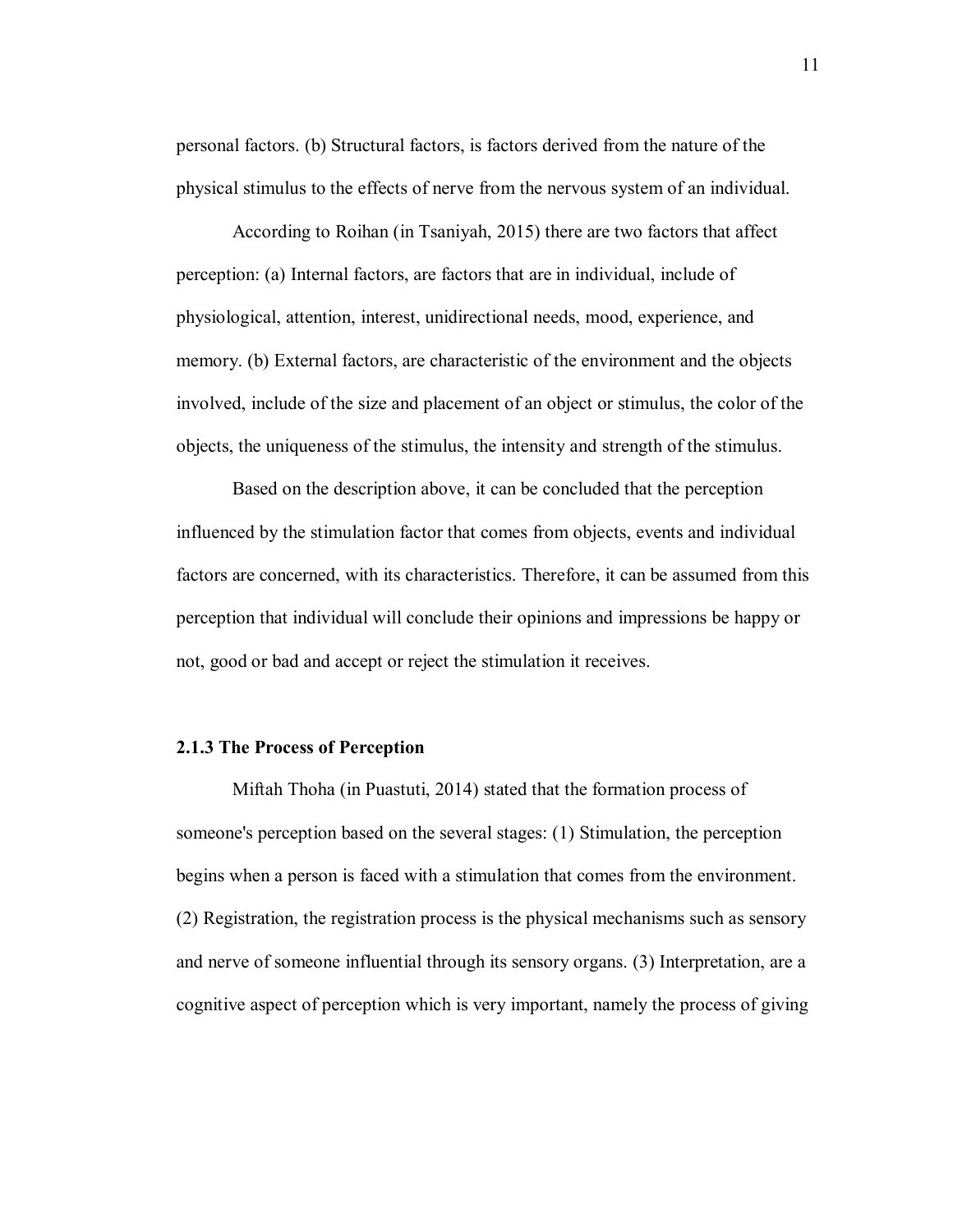personal factors. (b) Structural factors, is factors derived from the nature of the physical stimulus to the effects of nerve from the nervous system of an individual.

According to Roihan (in Tsaniyah, 2015) there are two factors that affect perception: (a) Internal factors, are factors that are in individual, include of physiological, attention, interest, unidirectional needs, mood, experience, and memory. (b) External factors, are characteristic of the environment and the objects involved, include of the size and placement of an object or stimulus, the color of the objects, the uniqueness of the stimulus, the intensity and strength of the stimulus.

Based on the description above, it can be concluded that the perception influenced by the stimulation factor that comes from objects, events and individual factors are concerned, with its characteristics. Therefore, it can be assumed from this perception that individual will conclude their opinions and impressions be happy or not, good or bad and accept or reject the stimulation it receives.

### 2.1.3 The Process of Perception

Miftah Thoha (in Puastuti, 2014) stated that the formation process of someone's perception based on the several stages: (1) Stimulation, the perception begins when a person is faced with a stimulation that comes from the environment. (2) Registration, the registration process is the physical mechanisms such as sensory and nerve of someone influential through its sensory organs. (3) Interpretation, are a cognitive aspect of perception which is very important, namely the process of giving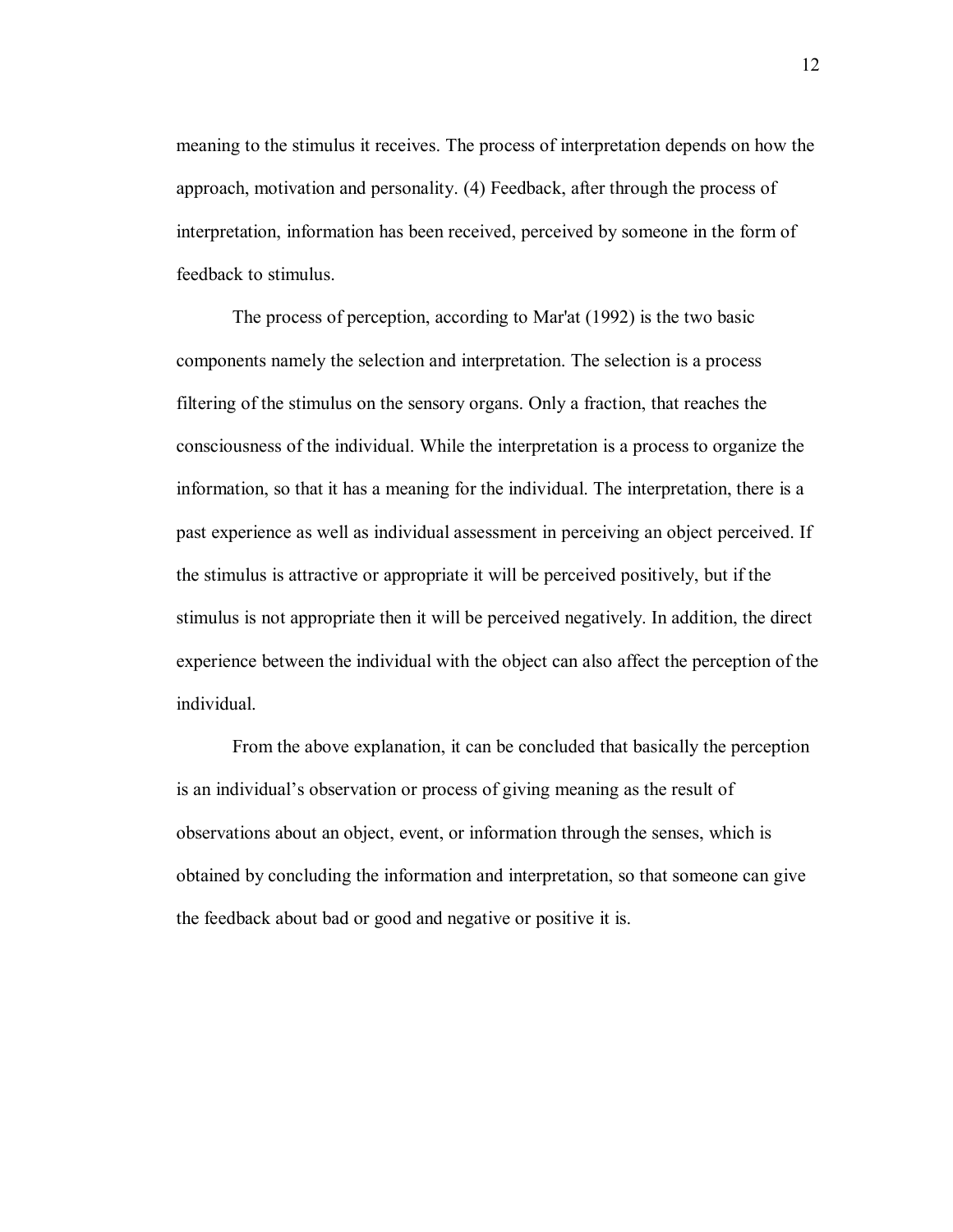meaning to the stimulus it receives. The process of interpretation depends on how the approach, motivation and personality. (4) Feedback, after through the process of interpretation, information has been received, perceived by someone in the form of feedback to stimulus.

The process of perception, according to Mar'at (1992) is the two basic components namely the selection and interpretation. The selection is a process filtering of the stimulus on the sensory organs. Only a fraction, that reaches the consciousness of the individual. While the interpretation is a process to organize the information, so that it has a meaning for the individual. The interpretation, there is a past experience as well as individual assessment in perceiving an object perceived. If the stimulus is attractive or appropriate it will be perceived positively, but if the stimulus is not appropriate then it will be perceived negatively. In addition, the direct experience between the individual with the object can also affect the perception of the individual.

From the above explanation, it can be concluded that basically the perception is an individual's observation or process of giving meaning as the result of observations about an object, event, or information through the senses, which is obtained by concluding the information and interpretation, so that someone can give the feedback about bad or good and negative or positive it is.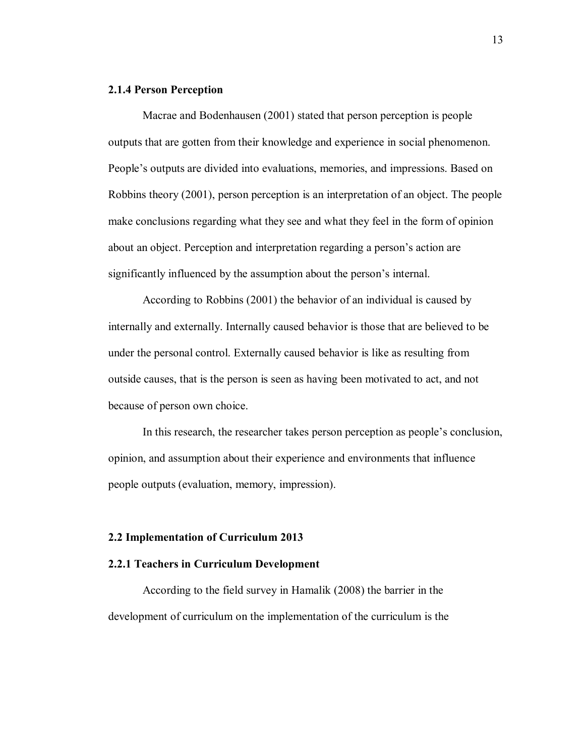### 2.1.4 Person Perception

Macrae and Bodenhausen (2001) stated that person perception is people outputs that are gotten from their knowledge and experience in social phenomenon. People's outputs are divided into evaluations, memories, and impressions. Based on Robbins theory (2001), person perception is an interpretation of an object. The people make conclusions regarding what they see and what they feel in the form of opinion about an object. Perception and interpretation regarding a person's action are significantly influenced by the assumption about the person's internal.

According to Robbins (2001) the behavior of an individual is caused by internally and externally. Internally caused behavior is those that are believed to be under the personal control. Externally caused behavior is like as resulting from outside causes, that is the person is seen as having been motivated to act, and not because of person own choice.

In this research, the researcher takes person perception as people's conclusion, opinion, and assumption about their experience and environments that influence people outputs (evaluation, memory, impression).

## 2.2 Implementation of Curriculum 2013

### 2.2.1 Teachers in Curriculum Development

According to the field survey in Hamalik (2008) the barrier in the development of curriculum on the implementation of the curriculum is the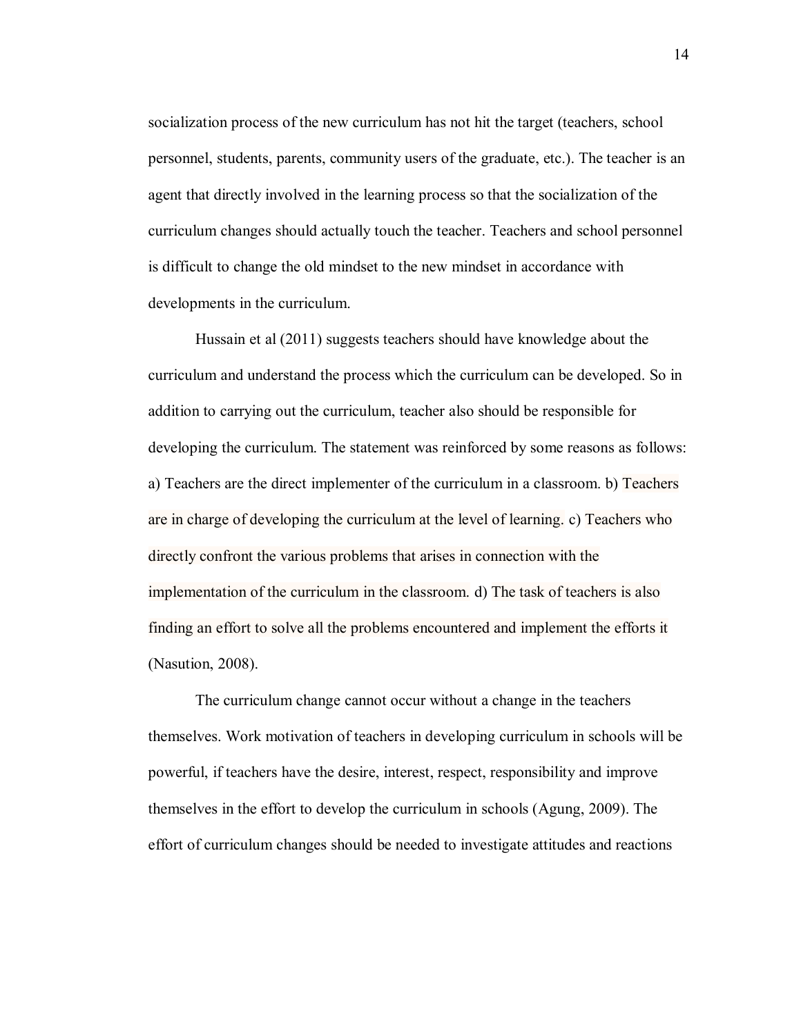socialization process of the new curriculum has not hit the target (teachers, school personnel, students, parents, community users of the graduate, etc.). The teacher is an agent that directly involved in the learning process so that the socialization of the curriculum changes should actually touch the teacher. Teachers and school personnel is difficult to change the old mindset to the new mindset in accordance with developments in the curriculum.

Hussain et al (2011) suggests teachers should have knowledge about the curriculum and understand the process which the curriculum can be developed. So in addition to carrying out the curriculum, teacher also should be responsible for developing the curriculum. The statement was reinforced by some reasons as follows: a) Teachers are the direct implementer of the curriculum in a classroom. b) Teachers are in charge of developing the curriculum at the level of learning. c) Teachers who directly confront the various problems that arises in connection with the implementation of the curriculum in the classroom. d) The task of teachers is also finding an effort to solve all the problems encountered and implement the efforts it (Nasution, 2008).

The curriculum change cannot occur without a change in the teachers themselves. Work motivation of teachers in developing curriculum in schools will be powerful, if teachers have the desire, interest, respect, responsibility and improve themselves in the effort to develop the curriculum in schools (Agung, 2009). The effort of curriculum changes should be needed to investigate attitudes and reactions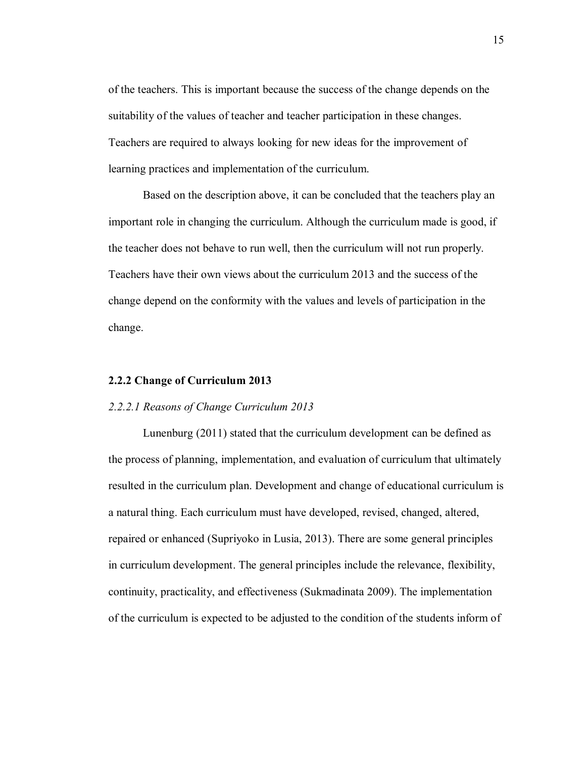of the teachers. This is important because the success of the change depends on the suitability of the values of teacher and teacher participation in these changes. Teachers are required to always looking for new ideas for the improvement of learning practices and implementation of the curriculum.

Based on the description above, it can be concluded that the teachers play an important role in changing the curriculum. Although the curriculum made is good, if the teacher does not behave to run well, then the curriculum will not run properly. Teachers have their own views about the curriculum 2013 and the success of the change depend on the conformity with the values and levels of participation in the change.

### 2.2.2 Change of Curriculum 2013

#### *2.2.2.1 Reasons of Change Curriculum 2013*

Lunenburg (2011) stated that the curriculum development can be defined as the process of planning, implementation, and evaluation of curriculum that ultimately resulted in the curriculum plan. Development and change of educational curriculum is a natural thing. Each curriculum must have developed, revised, changed, altered, repaired or enhanced (Supriyoko in Lusia, 2013). There are some general principles in curriculum development. The general principles include the relevance, flexibility, continuity, practicality, and effectiveness (Sukmadinata 2009). The implementation of the curriculum is expected to be adjusted to the condition of the students inform of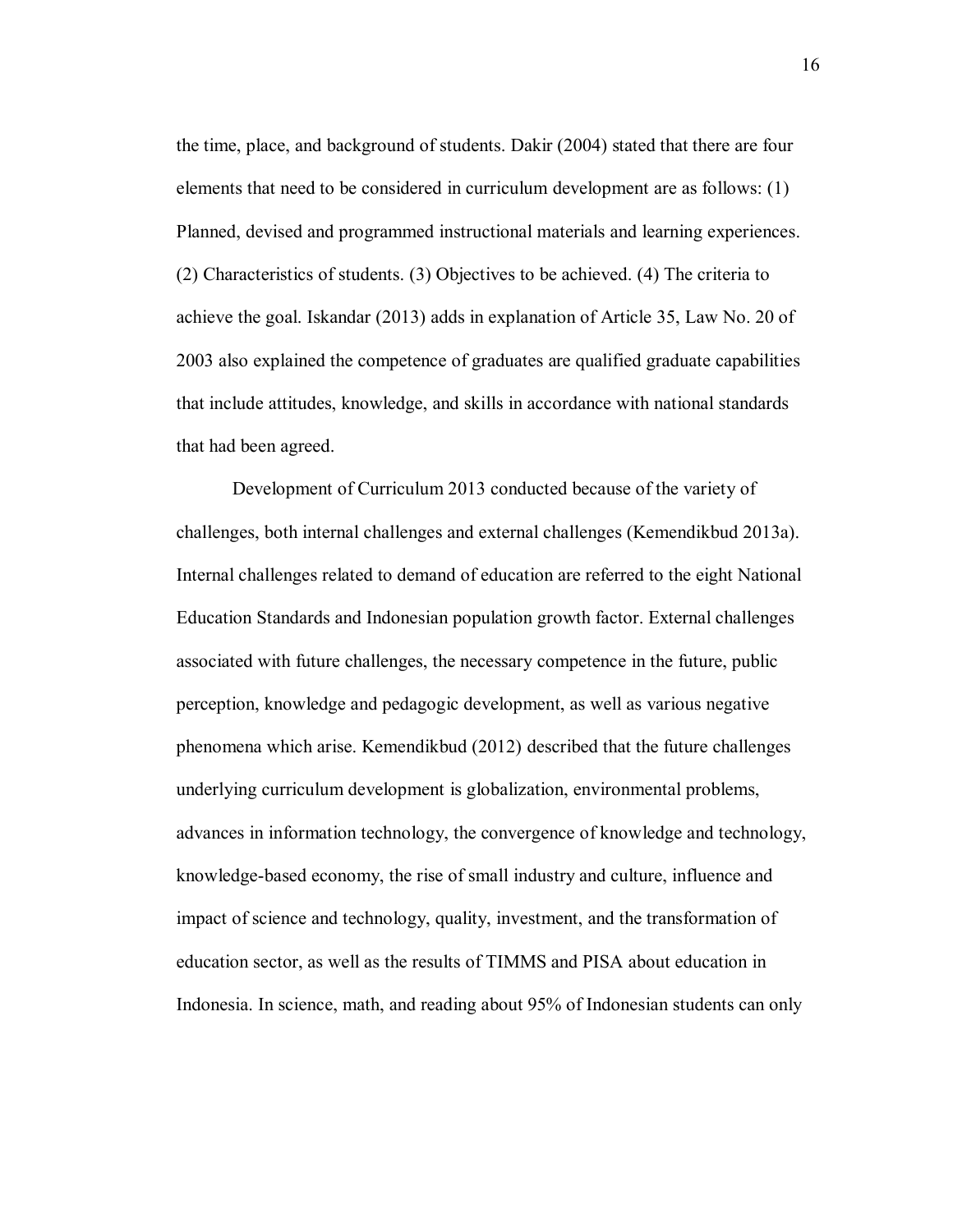the time, place, and background of students. Dakir (2004) stated that there are four elements that need to be considered in curriculum development are as follows: (1) Planned, devised and programmed instructional materials and learning experiences. (2) Characteristics of students. (3) Objectives to be achieved. (4) The criteria to achieve the goal. Iskandar (2013) adds in explanation of Article 35, Law No. 20 of 2003 also explained the competence of graduates are qualified graduate capabilities that include attitudes, knowledge, and skills in accordance with national standards that had been agreed.

Development of Curriculum 2013 conducted because of the variety of challenges, both internal challenges and external challenges (Kemendikbud 2013a). Internal challenges related to demand of education are referred to the eight National Education Standards and Indonesian population growth factor. External challenges associated with future challenges, the necessary competence in the future, public perception, knowledge and pedagogic development, as well as various negative phenomena which arise. Kemendikbud (2012) described that the future challenges underlying curriculum development is globalization, environmental problems, advances in information technology, the convergence of knowledge and technology, knowledge-based economy, the rise of small industry and culture, influence and impact of science and technology, quality, investment, and the transformation of education sector, as well as the results of TIMMS and PISA about education in Indonesia. In science, math, and reading about 95% of Indonesian students can only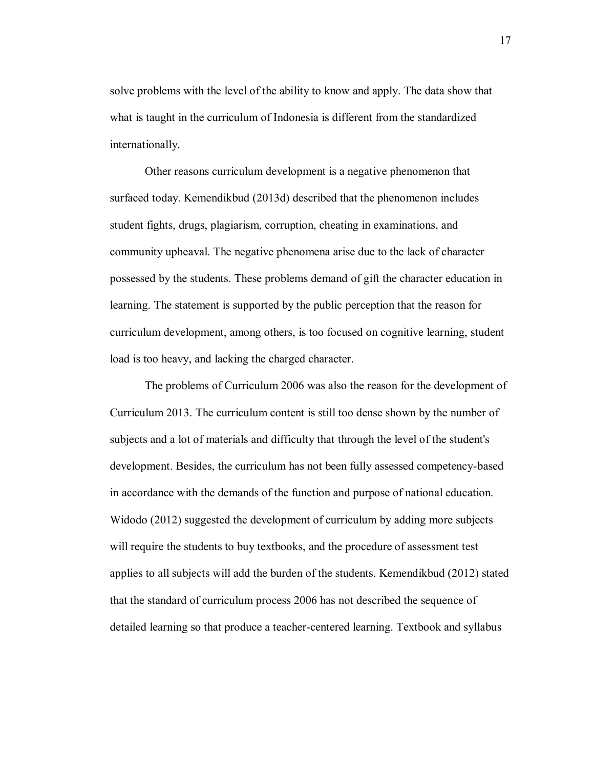solve problems with the level of the ability to know and apply. The data show that what is taught in the curriculum of Indonesia is different from the standardized internationally.

Other reasons curriculum development is a negative phenomenon that surfaced today. Kemendikbud (2013d) described that the phenomenon includes student fights, drugs, plagiarism, corruption, cheating in examinations, and community upheaval. The negative phenomena arise due to the lack of character possessed by the students. These problems demand of gift the character education in learning. The statement is supported by the public perception that the reason for curriculum development, among others, is too focused on cognitive learning, student load is too heavy, and lacking the charged character.

The problems of Curriculum 2006 was also the reason for the development of Curriculum 2013. The curriculum content is still too dense shown by the number of subjects and a lot of materials and difficulty that through the level of the student's development. Besides, the curriculum has not been fully assessed competency-based in accordance with the demands of the function and purpose of national education. Widodo (2012) suggested the development of curriculum by adding more subjects will require the students to buy textbooks, and the procedure of assessment test applies to all subjects will add the burden of the students. Kemendikbud (2012) stated that the standard of curriculum process 2006 has not described the sequence of detailed learning so that produce a teacher-centered learning. Textbook and syllabus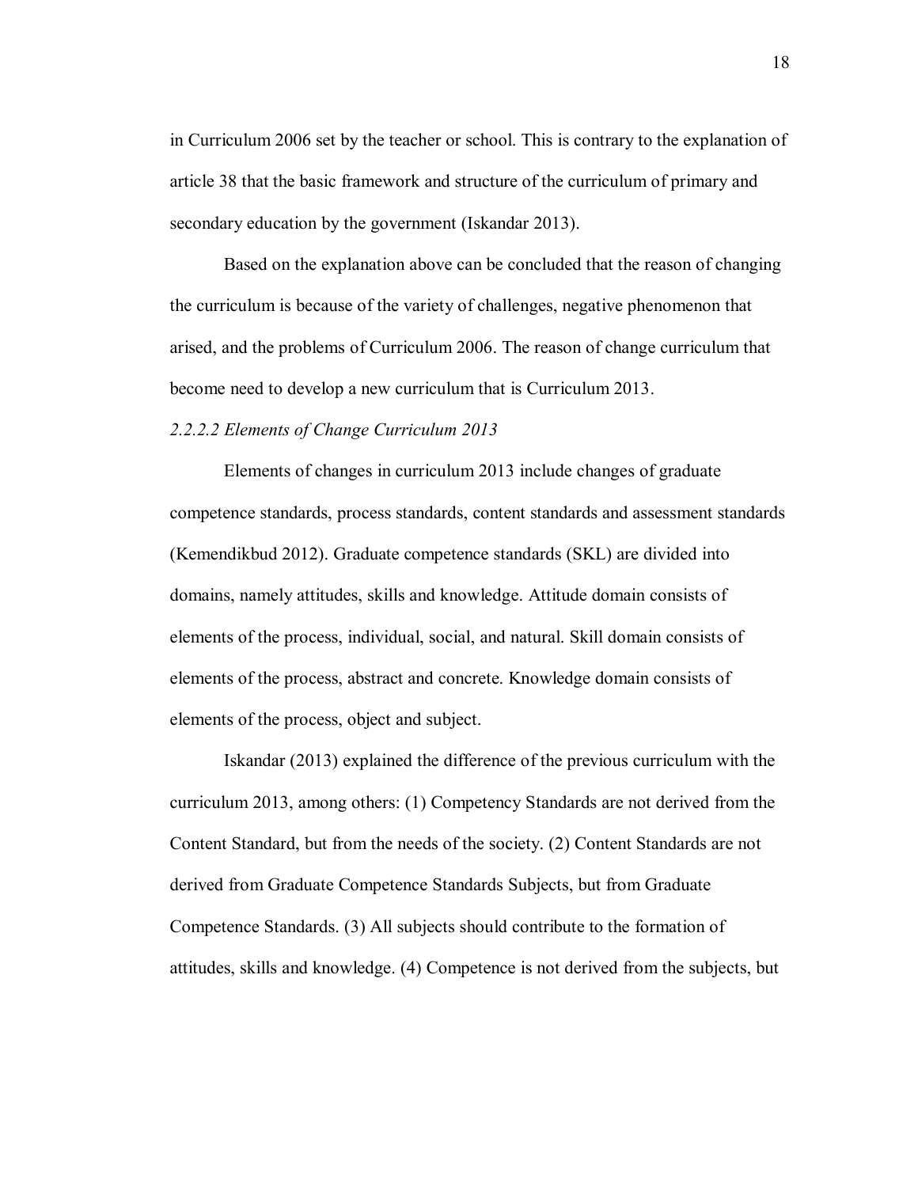in Curriculum 2006 set by the teacher or school. This is contrary to the explanation of article 38 that the basic framework and structure of the curriculum of primary and secondary education by the government (Iskandar 2013).

Based on the explanation above can be concluded that the reason of changing the curriculum is because of the variety of challenges, negative phenomenon that arised, and the problems of Curriculum 2006. The reason of change curriculum that become need to develop a new curriculum that is Curriculum 2013.

*2.2.2.2 Elements of Change Curriculum 2013*

Elements of changes in curriculum 2013 include changes of graduate competence standards, process standards, content standards and assessment standards (Kemendikbud 2012). Graduate competence standards (SKL) are divided into domains, namely attitudes, skills and knowledge. Attitude domain consists of elements of the process, individual, social, and natural. Skill domain consists of elements of the process, abstract and concrete. Knowledge domain consists of elements of the process, object and subject.

Iskandar (2013) explained the difference of the previous curriculum with the curriculum 2013, among others: (1) Competency Standards are not derived from the Content Standard, but from the needs of the society. (2) Content Standards are not derived from Graduate Competence Standards Subjects, but from Graduate Competence Standards. (3) All subjects should contribute to the formation of attitudes, skills and knowledge. (4) Competence is not derived from the subjects, but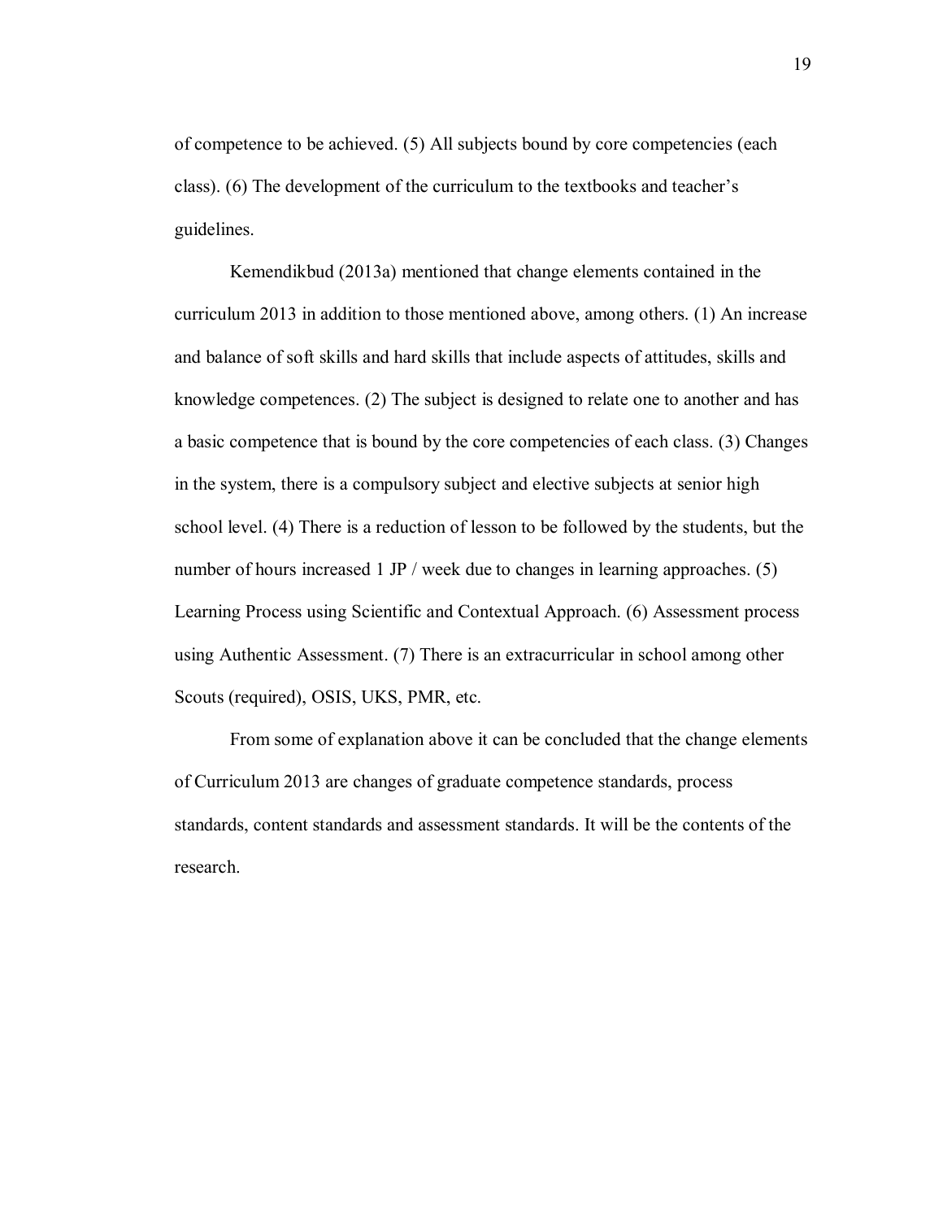of competence to be achieved. (5) All subjects bound by core competencies (each class). (6) The development of the curriculum to the textbooks and teacher's guidelines.

Kemendikbud (2013a) mentioned that change elements contained in the curriculum 2013 in addition to those mentioned above, among others. (1) An increase and balance of soft skills and hard skills that include aspects of attitudes, skills and knowledge competences. (2) The subject is designed to relate one to another and has a basic competence that is bound by the core competencies of each class. (3) Changes in the system, there is a compulsory subject and elective subjects at senior high school level. (4) There is a reduction of lesson to be followed by the students, but the number of hours increased 1 JP / week due to changes in learning approaches. (5) Learning Process using Scientific and Contextual Approach. (6) Assessment process using Authentic Assessment. (7) There is an extracurricular in school among other Scouts (required), OSIS, UKS, PMR, etc.

From some of explanation above it can be concluded that the change elements of Curriculum 2013 are changes of graduate competence standards, process standards, content standards and assessment standards. It will be the contents of the research.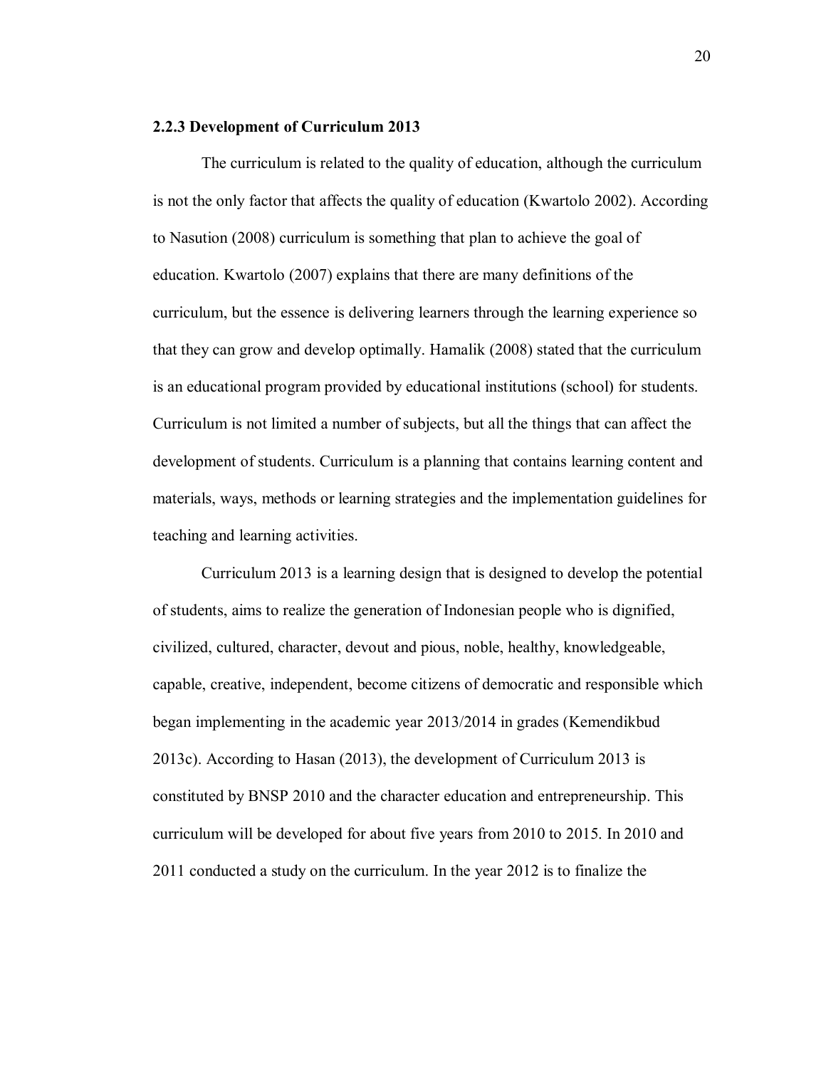### 2.2.3 Development of Curriculum 2013

The curriculum is related to the quality of education, although the curriculum is not the only factor that affects the quality of education (Kwartolo 2002). According to Nasution (2008) curriculum is something that plan to achieve the goal of education. Kwartolo (2007) explains that there are many definitions of the curriculum, but the essence is delivering learners through the learning experience so that they can grow and develop optimally. Hamalik (2008) stated that the curriculum is an educational program provided by educational institutions (school) for students. Curriculum is not limited a number of subjects, but all the things that can affect the development of students. Curriculum is a planning that contains learning content and materials, ways, methods or learning strategies and the implementation guidelines for teaching and learning activities.

Curriculum 2013 is a learning design that is designed to develop the potential of students, aims to realize the generation of Indonesian people who is dignified, civilized, cultured, character, devout and pious, noble, healthy, knowledgeable, capable, creative, independent, become citizens of democratic and responsible which began implementing in the academic year 2013/2014 in grades (Kemendikbud 2013c). According to Hasan (2013), the development of Curriculum 2013 is constituted by BNSP 2010 and the character education and entrepreneurship. This curriculum will be developed for about five years from 2010 to 2015. In 2010 and 2011 conducted a study on the curriculum. In the year 2012 is to finalize the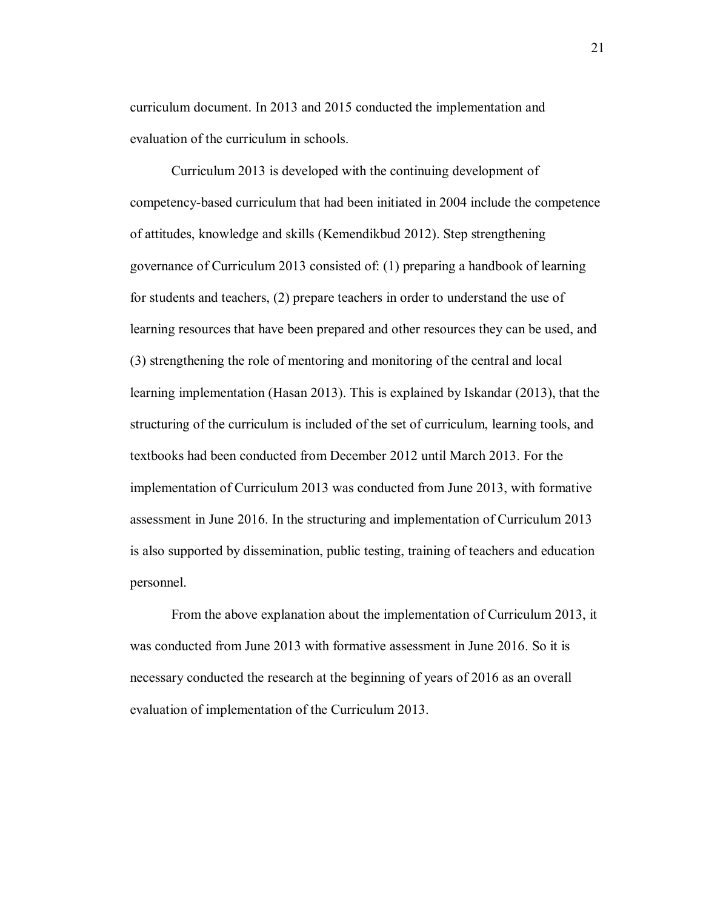curriculum document. In 2013 and 2015 conducted the implementation and evaluation of the curriculum in schools.

Curriculum 2013 is developed with the continuing development of competency-based curriculum that had been initiated in 2004 include the competence of attitudes, knowledge and skills (Kemendikbud 2012). Step strengthening governance of Curriculum 2013 consisted of: (1) preparing a handbook of learning for students and teachers, (2) prepare teachers in order to understand the use of learning resources that have been prepared and other resources they can be used, and (3) strengthening the role of mentoring and monitoring of the central and local learning implementation (Hasan 2013). This is explained by Iskandar (2013), that the structuring of the curriculum is included of the set of curriculum, learning tools, and textbooks had been conducted from December 2012 until March 2013. For the implementation of Curriculum 2013 was conducted from June 2013, with formative assessment in June 2016. In the structuring and implementation of Curriculum 2013 is also supported by dissemination, public testing, training of teachers and education personnel.

From the above explanation about the implementation of Curriculum 2013, it was conducted from June 2013 with formative assessment in June 2016. So it is necessary conducted the research at the beginning of years of 2016 as an overall evaluation of implementation of the Curriculum 2013.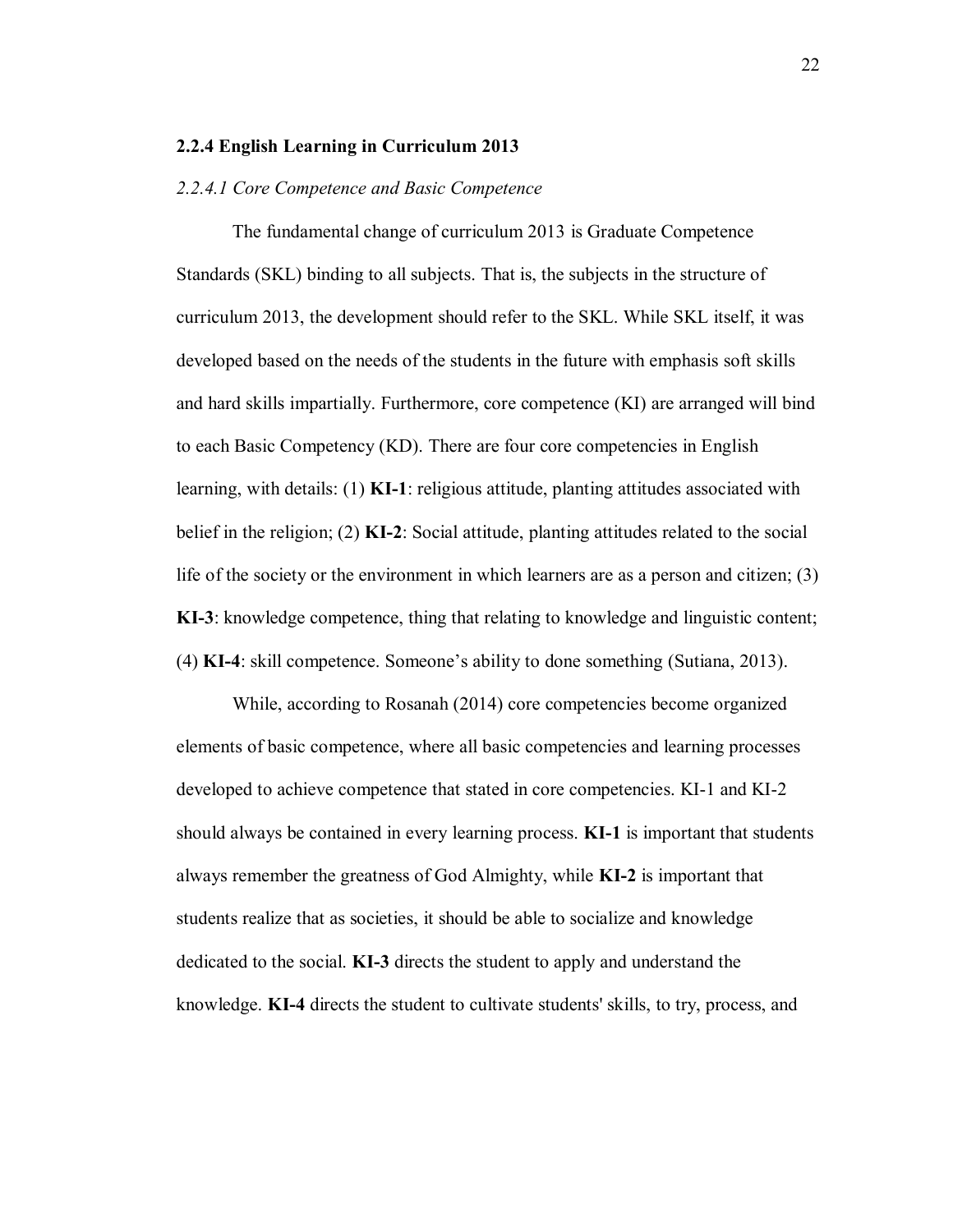### 2.2.4 English Learning in Curriculum 2013

#### *2.2.4.1 Core Competence and Basic Competence*

The fundamental change of curriculum 2013 is Graduate Competence Standards (SKL) binding to all subjects. That is, the subjects in the structure of curriculum 2013, the development should refer to the SKL. While SKL itself, it was developed based on the needs of the students in the future with emphasis soft skills and hard skills impartially. Furthermore, core competence (KI) are arranged will bind to each Basic Competency (KD). There are four core competencies in English learning, with details: (1) **KI-1**: religious attitude, planting attitudes associated with belief in the religion; (2) **KI-2**: Social attitude, planting attitudes related to the social life of the society or the environment in which learners are as a person and citizen; (3) **KI-3**: knowledge competence, thing that relating to knowledge and linguistic content; (4) **KI-4**: skill competence. Someone's ability to done something (Sutiana, 2013).

While, according to Rosanah (2014) core competencies become organized elements of basic competence, where all basic competencies and learning processes developed to achieve competence that stated in core competencies. KI-1 and KI-2 should always be contained in every learning process. **KI-1** is important that students always remember the greatness of God Almighty, while **KI-2** is important that students realize that as societies, it should be able to socialize and knowledge dedicated to the social. **KI-3** directs the student to apply and understand the knowledge. **KI-4** directs the student to cultivate students' skills, to try, process, and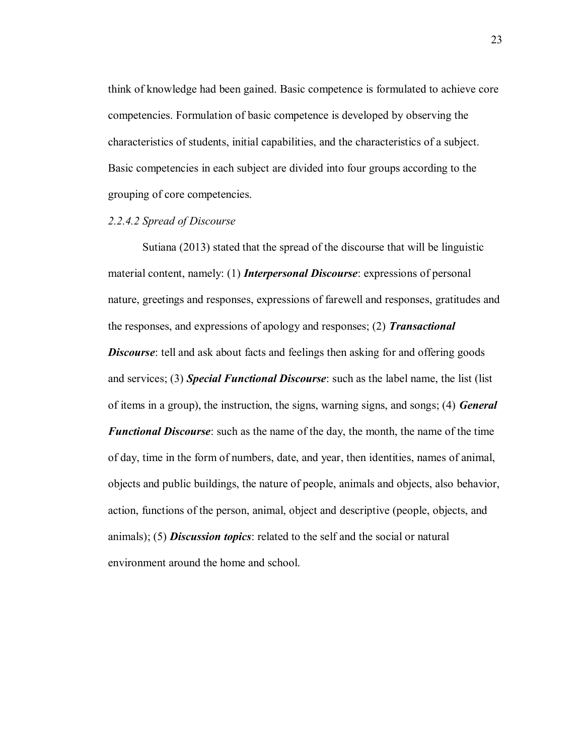think of knowledge had been gained. Basic competence is formulated to achieve core competencies. Formulation of basic competence is developed by observing the characteristics of students, initial capabilities, and the characteristics of a subject. Basic competencies in each subject are divided into four groups according to the grouping of core competencies.

#### *2.2.4.2 Spread of Discourse*

Sutiana (2013) stated that the spread of the discourse that will be linguistic material content, namely: (1) ***Interpersonal Discourse***: expressions of personal nature, greetings and responses, expressions of farewell and responses, gratitudes and the responses, and expressions of apology and responses; (2) ***Transactional Discourse***: tell and ask about facts and feelings then asking for and offering goods and services; (3) ***Special Functional Discourse***: such as the label name, the list (list of items in a group), the instruction, the signs, warning signs, and songs; (4) ***General Functional Discourse***: such as the name of the day, the month, the name of the time of day, time in the form of numbers, date, and year, then identities, names of animal, objects and public buildings, the nature of people, animals and objects, also behavior, action, functions of the person, animal, object and descriptive (people, objects, and animals); (5) ***Discussion topics***: related to the self and the social or natural environment around the home and school.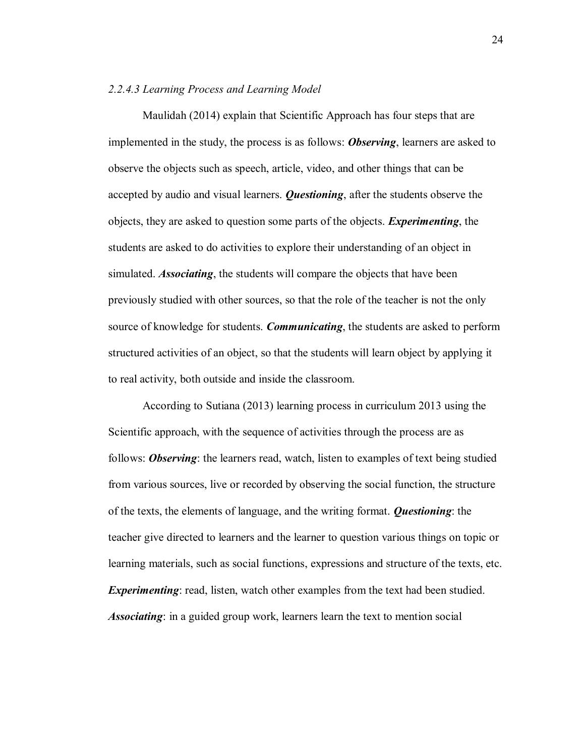### *2.2.4.3 Learning Process and Learning Model*

Maulidah (2014) explain that Scientific Approach has four steps that are implemented in the study, the process is as follows: ***Observing***, learners are asked to observe the objects such as speech, article, video, and other things that can be accepted by audio and visual learners. ***Questioning***, after the students observe the objects, they are asked to question some parts of the objects. ***Experimenting***, the students are asked to do activities to explore their understanding of an object in simulated. ***Associating***, the students will compare the objects that have been previously studied with other sources, so that the role of the teacher is not the only source of knowledge for students. ***Communicating***, the students are asked to perform structured activities of an object, so that the students will learn object by applying it to real activity, both outside and inside the classroom.

According to Sutiana (2013) learning process in curriculum 2013 using the Scientific approach, with the sequence of activities through the process are as follows: ***Observing***: the learners read, watch, listen to examples of text being studied from various sources, live or recorded by observing the social function, the structure of the texts, the elements of language, and the writing format. ***Questioning***: the teacher give directed to learners and the learner to question various things on topic or learning materials, such as social functions, expressions and structure of the texts, etc. ***Experimenting***: read, listen, watch other examples from the text had been studied. ***Associating***: in a guided group work, learners learn the text to mention social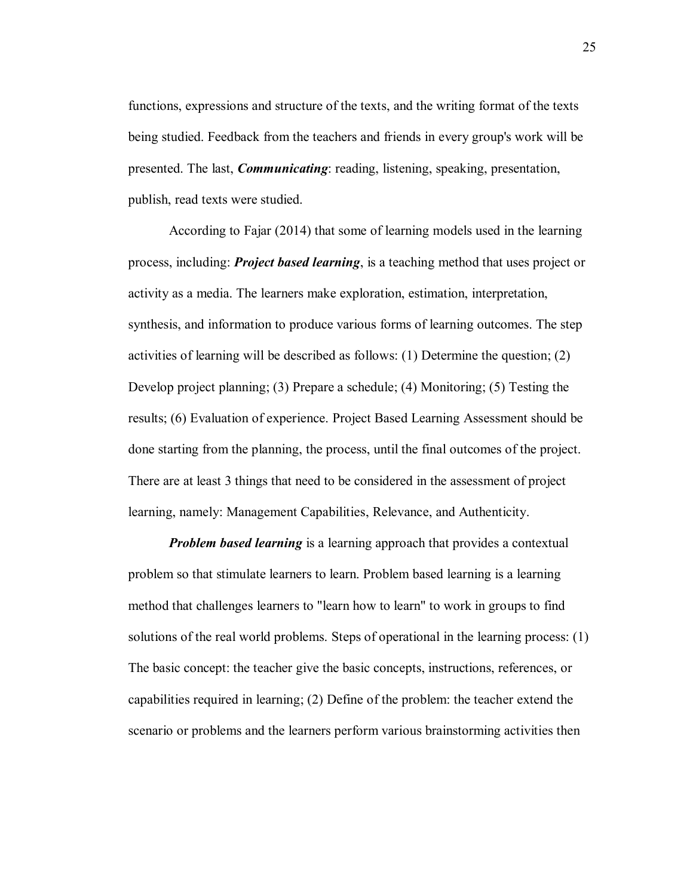functions, expressions and structure of the texts, and the writing format of the texts being studied. Feedback from the teachers and friends in every group's work will be presented. The last, ***Communicating***: reading, listening, speaking, presentation, publish, read texts were studied.

According to Fajar (2014) that some of learning models used in the learning process, including: ***Project based learning***, is a teaching method that uses project or activity as a media. The learners make exploration, estimation, interpretation, synthesis, and information to produce various forms of learning outcomes. The step activities of learning will be described as follows: (1) Determine the question; (2) Develop project planning; (3) Prepare a schedule; (4) Monitoring; (5) Testing the results; (6) Evaluation of experience. Project Based Learning Assessment should be done starting from the planning, the process, until the final outcomes of the project. There are at least 3 things that need to be considered in the assessment of project learning, namely: Management Capabilities, Relevance, and Authenticity.

***Problem based learning*** is a learning approach that provides a contextual problem so that stimulate learners to learn. Problem based learning is a learning method that challenges learners to "learn how to learn" to work in groups to find solutions of the real world problems. Steps of operational in the learning process: (1) The basic concept: the teacher give the basic concepts, instructions, references, or capabilities required in learning; (2) Define of the problem: the teacher extend the scenario or problems and the learners perform various brainstorming activities then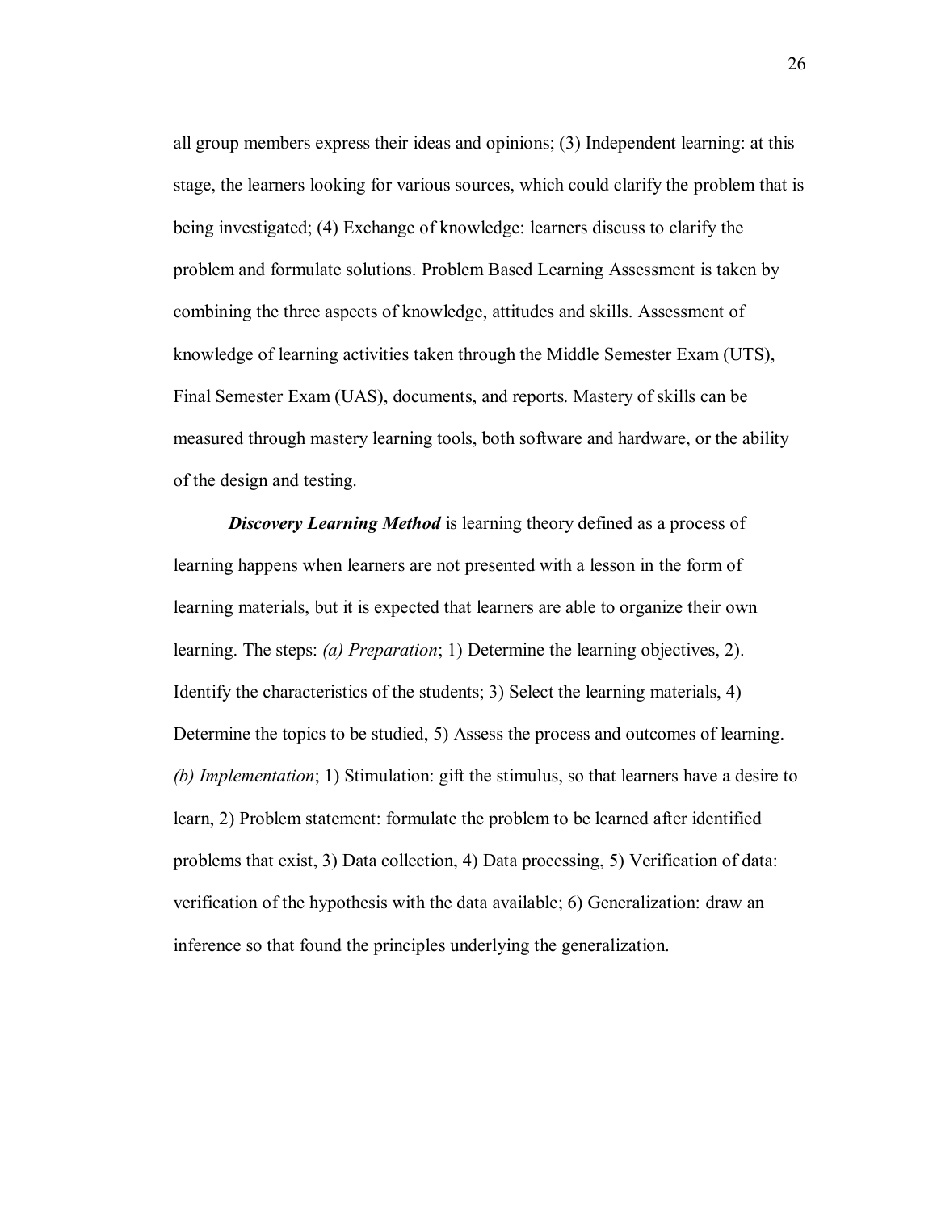all group members express their ideas and opinions; (3) Independent learning: at this stage, the learners looking for various sources, which could clarify the problem that is being investigated; (4) Exchange of knowledge: learners discuss to clarify the problem and formulate solutions. Problem Based Learning Assessment is taken by combining the three aspects of knowledge, attitudes and skills. Assessment of knowledge of learning activities taken through the Middle Semester Exam (UTS), Final Semester Exam (UAS), documents, and reports. Mastery of skills can be measured through mastery learning tools, both software and hardware, or the ability of the design and testing.

***Discovery Learning Method*** is learning theory defined as a process of learning happens when learners are not presented with a lesson in the form of learning materials, but it is expected that learners are able to organize their own learning. The steps: *(a) Preparation*; 1) Determine the learning objectives, 2). Identify the characteristics of the students; 3) Select the learning materials, 4) Determine the topics to be studied, 5) Assess the process and outcomes of learning. *(b) Implementation*; 1) Stimulation: gift the stimulus, so that learners have a desire to learn, 2) Problem statement: formulate the problem to be learned after identified problems that exist, 3) Data collection, 4) Data processing, 5) Verification of data: verification of the hypothesis with the data available; 6) Generalization: draw an inference so that found the principles underlying the generalization.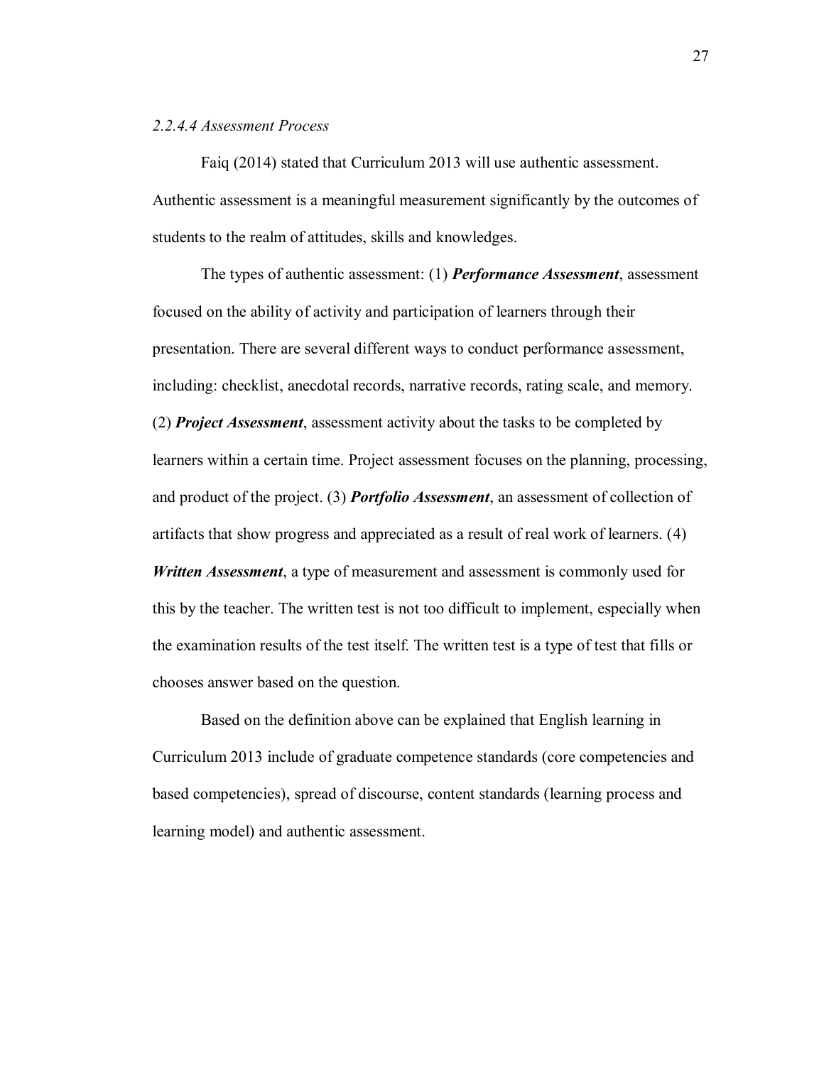#### *2.2.4.4 Assessment Process*

Faiq (2014) stated that Curriculum 2013 will use authentic assessment. Authentic assessment is a meaningful measurement significantly by the outcomes of students to the realm of attitudes, skills and knowledges.

The types of authentic assessment: (1) ***Performance Assessment***, assessment focused on the ability of activity and participation of learners through their presentation. There are several different ways to conduct performance assessment, including: checklist, anecdotal records, narrative records, rating scale, and memory. (2) ***Project Assessment***, assessment activity about the tasks to be completed by learners within a certain time. Project assessment focuses on the planning, processing, and product of the project. (3) ***Portfolio Assessment***, an assessment of collection of artifacts that show progress and appreciated as a result of real work of learners. (4) ***Written Assessment***, a type of measurement and assessment is commonly used for this by the teacher. The written test is not too difficult to implement, especially when the examination results of the test itself. The written test is a type of test that fills or chooses answer based on the question.

Based on the definition above can be explained that English learning in Curriculum 2013 include of graduate competence standards (core competencies and based competencies), spread of discourse, content standards (learning process and learning model) and authentic assessment.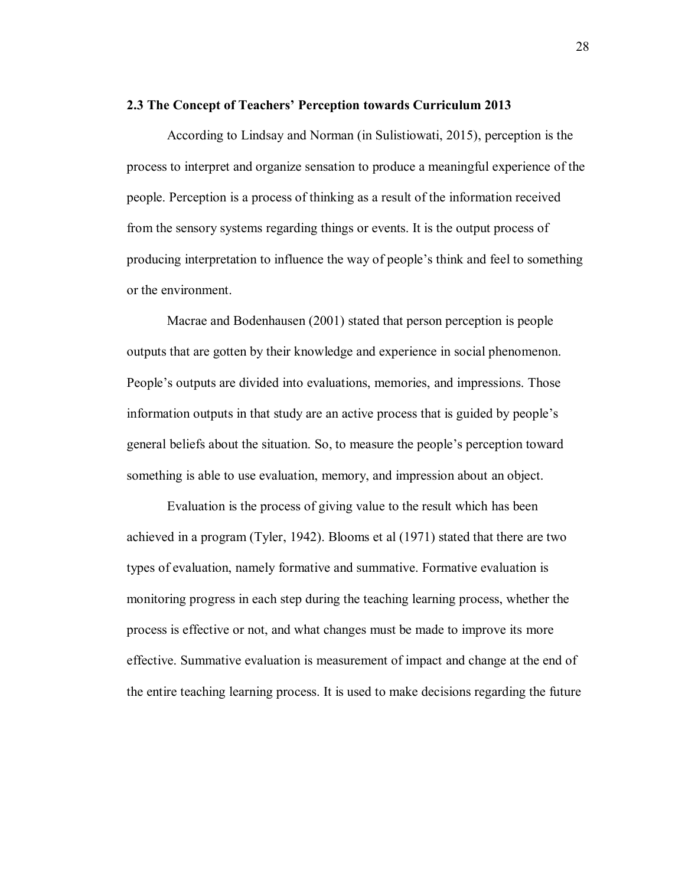## 2.3 The Concept of Teachers' Perception towards Curriculum 2013

According to Lindsay and Norman (in Sulistiowati, 2015), perception is the process to interpret and organize sensation to produce a meaningful experience of the people. Perception is a process of thinking as a result of the information received from the sensory systems regarding things or events. It is the output process of producing interpretation to influence the way of people's think and feel to something or the environment.

Macrae and Bodenhausen (2001) stated that person perception is people outputs that are gotten by their knowledge and experience in social phenomenon. People's outputs are divided into evaluations, memories, and impressions. Those information outputs in that study are an active process that is guided by people's general beliefs about the situation. So, to measure the people's perception toward something is able to use evaluation, memory, and impression about an object.

Evaluation is the process of giving value to the result which has been achieved in a program (Tyler, 1942). Blooms et al (1971) stated that there are two types of evaluation, namely formative and summative. Formative evaluation is monitoring progress in each step during the teaching learning process, whether the process is effective or not, and what changes must be made to improve its more effective. Summative evaluation is measurement of impact and change at the end of the entire teaching learning process. It is used to make decisions regarding the future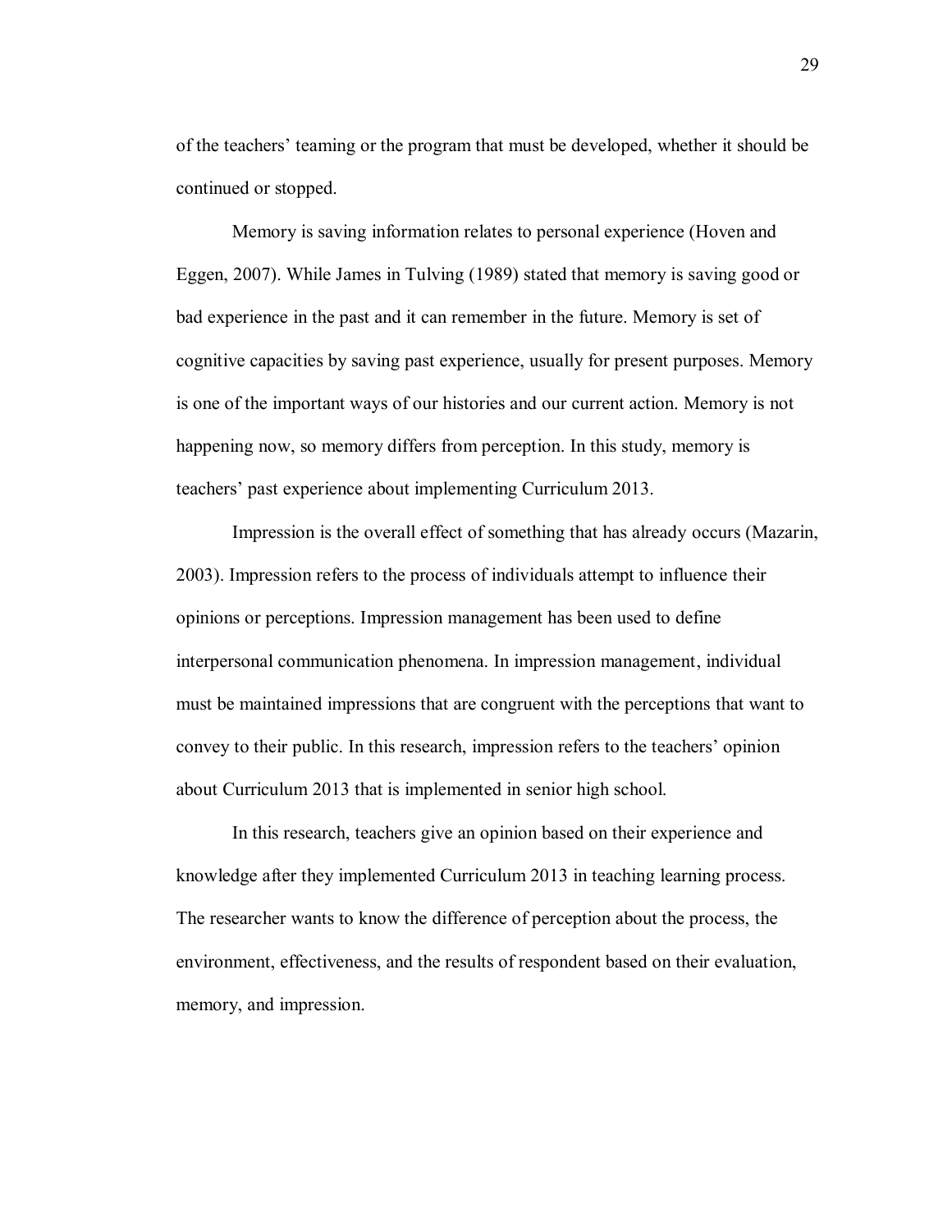of the teachers' teaming or the program that must be developed, whether it should be continued or stopped.

Memory is saving information relates to personal experience (Hoven and Eggen, 2007). While James in Tulving (1989) stated that memory is saving good or bad experience in the past and it can remember in the future. Memory is set of cognitive capacities by saving past experience, usually for present purposes. Memory is one of the important ways of our histories and our current action. Memory is not happening now, so memory differs from perception. In this study, memory is teachers' past experience about implementing Curriculum 2013.

Impression is the overall effect of something that has already occurs (Mazarin, 2003). Impression refers to the process of individuals attempt to influence their opinions or perceptions. Impression management has been used to define interpersonal communication phenomena. In impression management, individual must be maintained impressions that are congruent with the perceptions that want to convey to their public. In this research, impression refers to the teachers' opinion about Curriculum 2013 that is implemented in senior high school.

In this research, teachers give an opinion based on their experience and knowledge after they implemented Curriculum 2013 in teaching learning process. The researcher wants to know the difference of perception about the process, the environment, effectiveness, and the results of respondent based on their evaluation, memory, and impression.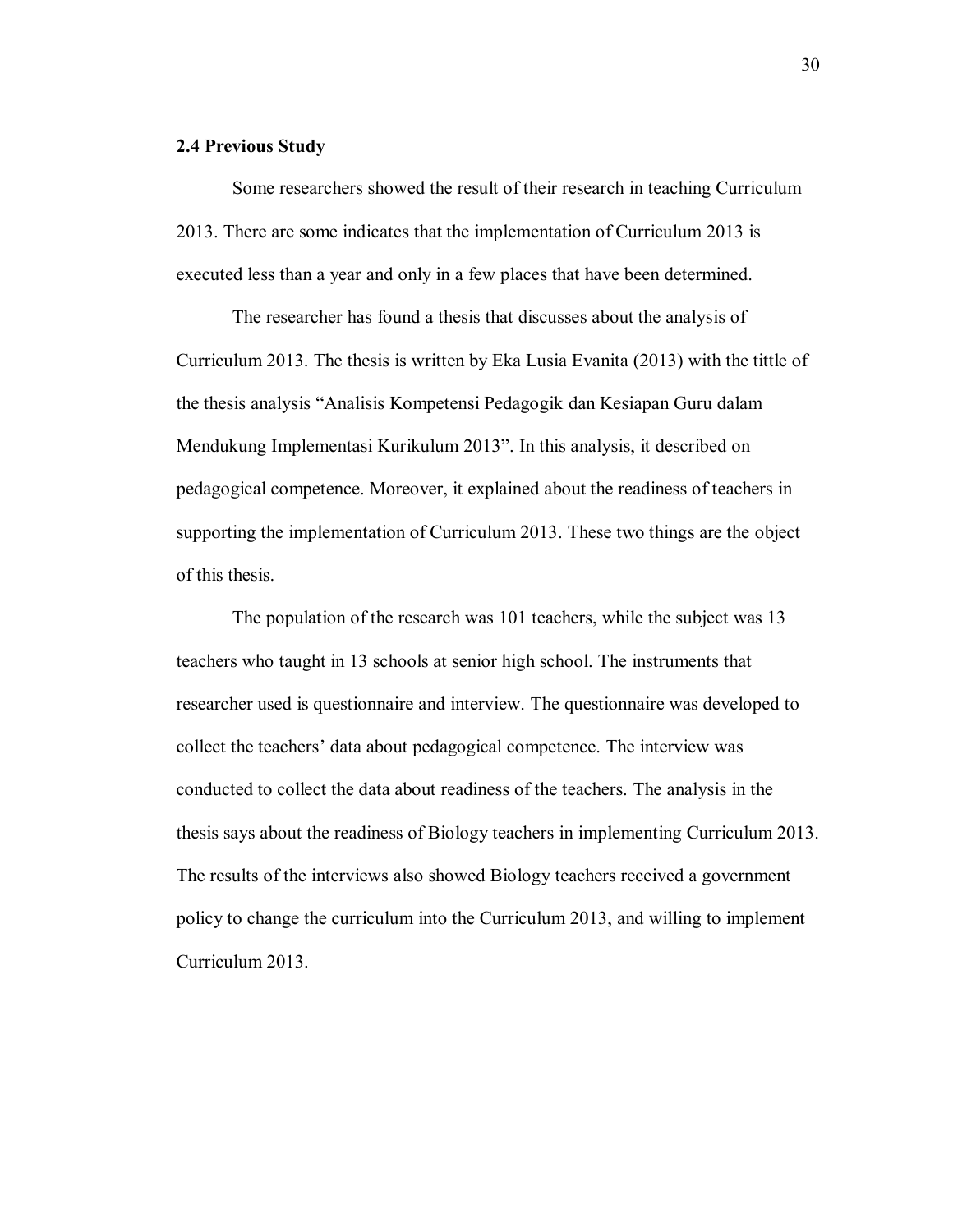## 2.4 Previous Study

Some researchers showed the result of their research in teaching Curriculum 2013. There are some indicates that the implementation of Curriculum 2013 is executed less than a year and only in a few places that have been determined.

The researcher has found a thesis that discusses about the analysis of Curriculum 2013. The thesis is written by Eka Lusia Evanita (2013) with the tittle of the thesis analysis "Analisis Kompetensi Pedagogik dan Kesiapan Guru dalam Mendukung Implementasi Kurikulum 2013". In this analysis, it described on pedagogical competence. Moreover, it explained about the readiness of teachers in supporting the implementation of Curriculum 2013. These two things are the object of this thesis.

The population of the research was 101 teachers, while the subject was 13 teachers who taught in 13 schools at senior high school. The instruments that researcher used is questionnaire and interview. The questionnaire was developed to collect the teachers' data about pedagogical competence. The interview was conducted to collect the data about readiness of the teachers. The analysis in the thesis says about the readiness of Biology teachers in implementing Curriculum 2013. The results of the interviews also showed Biology teachers received a government policy to change the curriculum into the Curriculum 2013, and willing to implement Curriculum 2013.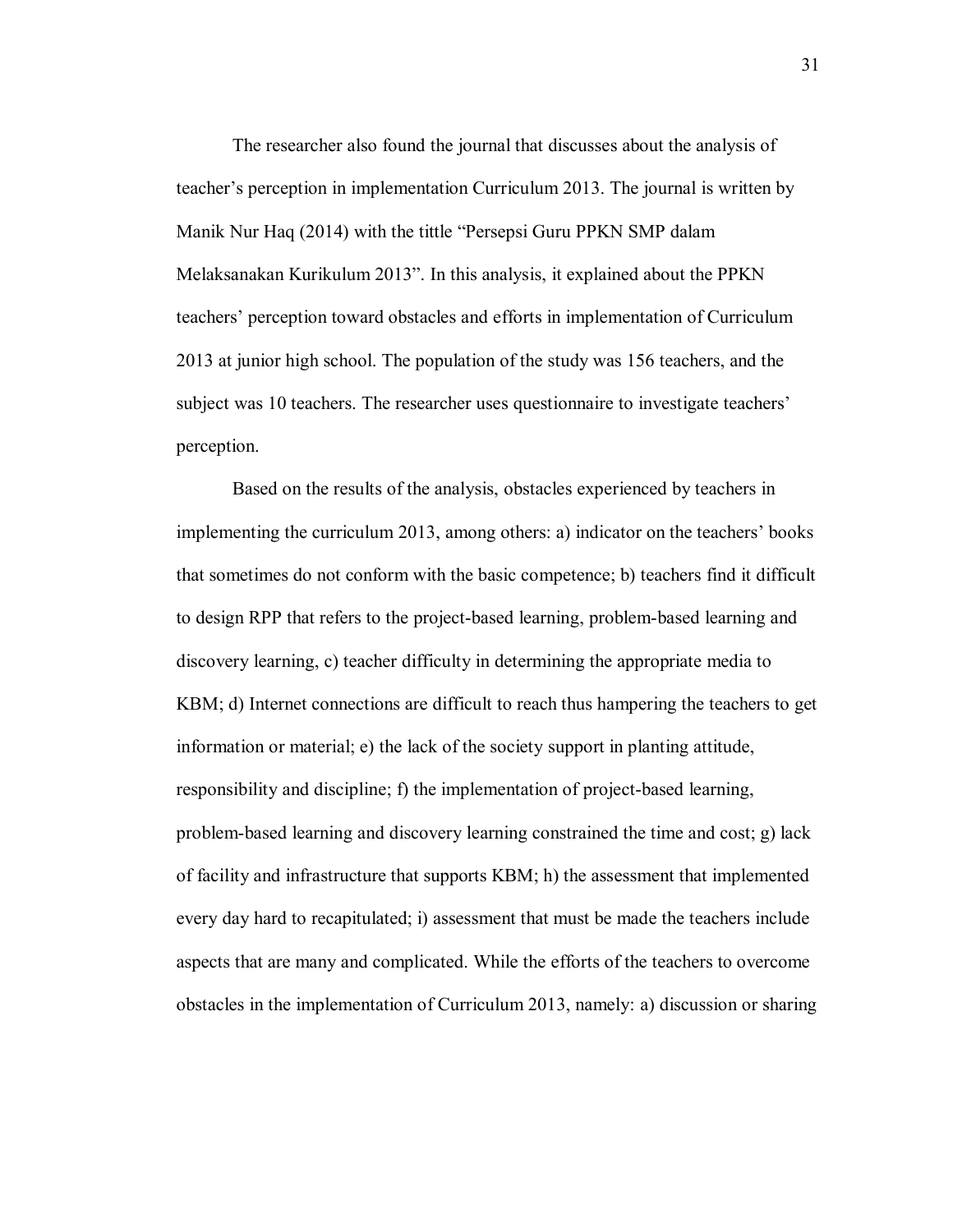The researcher also found the journal that discusses about the analysis of teacher's perception in implementation Curriculum 2013. The journal is written by Manik Nur Haq (2014) with the tittle "Persepsi Guru PPKN SMP dalam Melaksanakan Kurikulum 2013". In this analysis, it explained about the PPKN teachers' perception toward obstacles and efforts in implementation of Curriculum 2013 at junior high school. The population of the study was 156 teachers, and the subject was 10 teachers. The researcher uses questionnaire to investigate teachers' perception.

Based on the results of the analysis, obstacles experienced by teachers in implementing the curriculum 2013, among others: a) indicator on the teachers' books that sometimes do not conform with the basic competence; b) teachers find it difficult to design RPP that refers to the project-based learning, problem-based learning and discovery learning, c) teacher difficulty in determining the appropriate media to KBM; d) Internet connections are difficult to reach thus hampering the teachers to get information or material; e) the lack of the society support in planting attitude, responsibility and discipline; f) the implementation of project-based learning, problem-based learning and discovery learning constrained the time and cost; g) lack of facility and infrastructure that supports KBM; h) the assessment that implemented every day hard to recapitulated; i) assessment that must be made the teachers include aspects that are many and complicated. While the efforts of the teachers to overcome obstacles in the implementation of Curriculum 2013, namely: a) discussion or sharing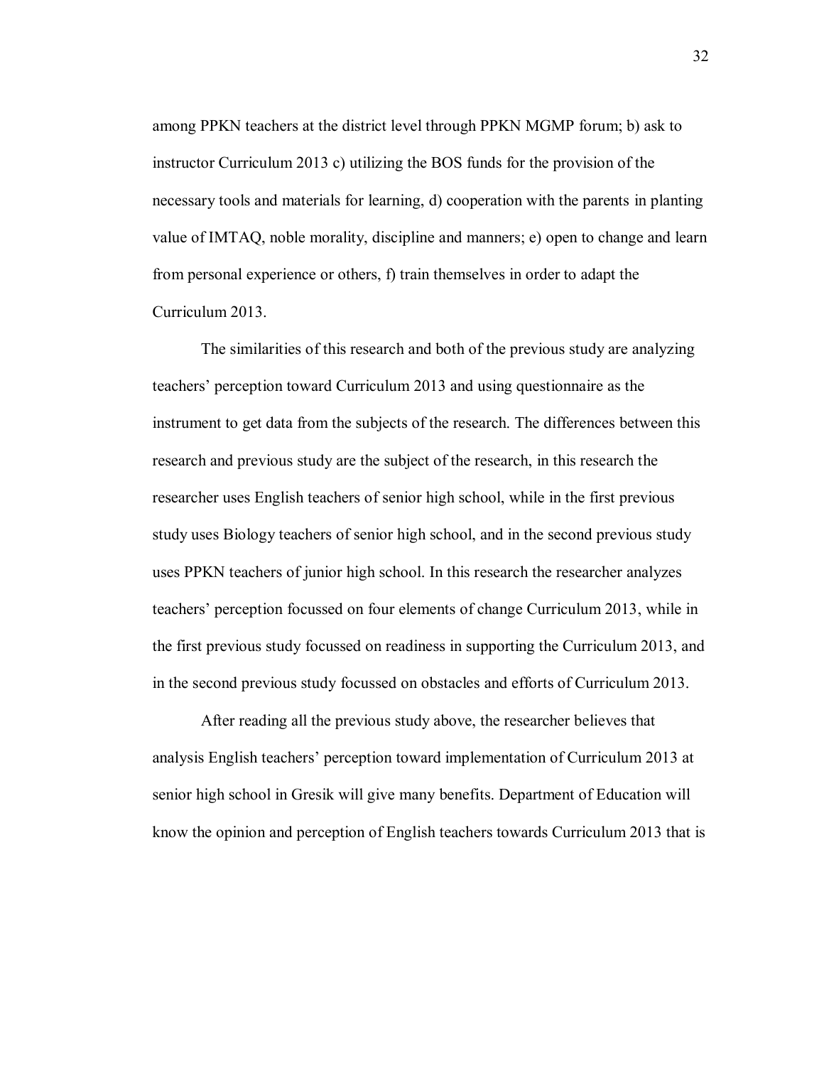among PPKN teachers at the district level through PPKN MGMP forum; b) ask to instructor Curriculum 2013 c) utilizing the BOS funds for the provision of the necessary tools and materials for learning, d) cooperation with the parents in planting value of IMTAQ, noble morality, discipline and manners; e) open to change and learn from personal experience or others, f) train themselves in order to adapt the Curriculum 2013.

The similarities of this research and both of the previous study are analyzing teachers' perception toward Curriculum 2013 and using questionnaire as the instrument to get data from the subjects of the research. The differences between this research and previous study are the subject of the research, in this research the researcher uses English teachers of senior high school, while in the first previous study uses Biology teachers of senior high school, and in the second previous study uses PPKN teachers of junior high school. In this research the researcher analyzes teachers' perception focussed on four elements of change Curriculum 2013, while in the first previous study focussed on readiness in supporting the Curriculum 2013, and in the second previous study focussed on obstacles and efforts of Curriculum 2013.

After reading all the previous study above, the researcher believes that analysis English teachers' perception toward implementation of Curriculum 2013 at senior high school in Gresik will give many benefits. Department of Education will know the opinion and perception of English teachers towards Curriculum 2013 that is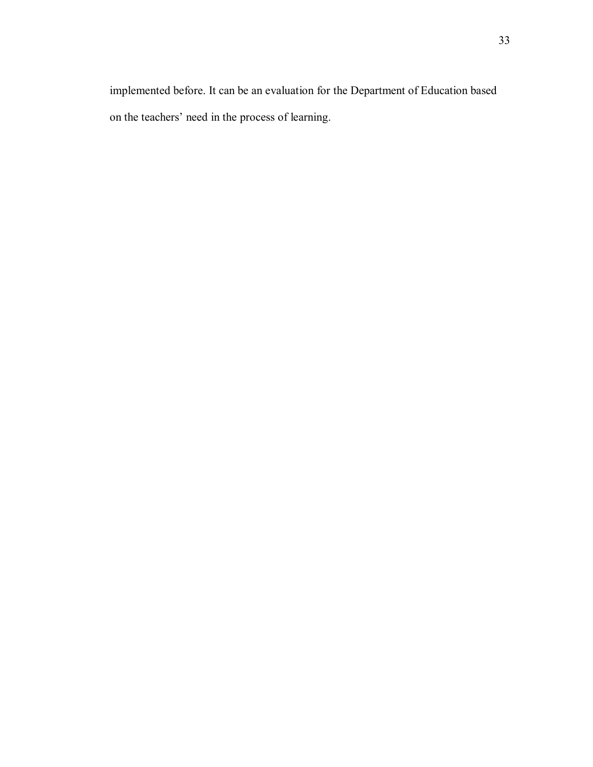implemented before. It can be an evaluation for the Department of Education based on the teachers' need in the process of learning.